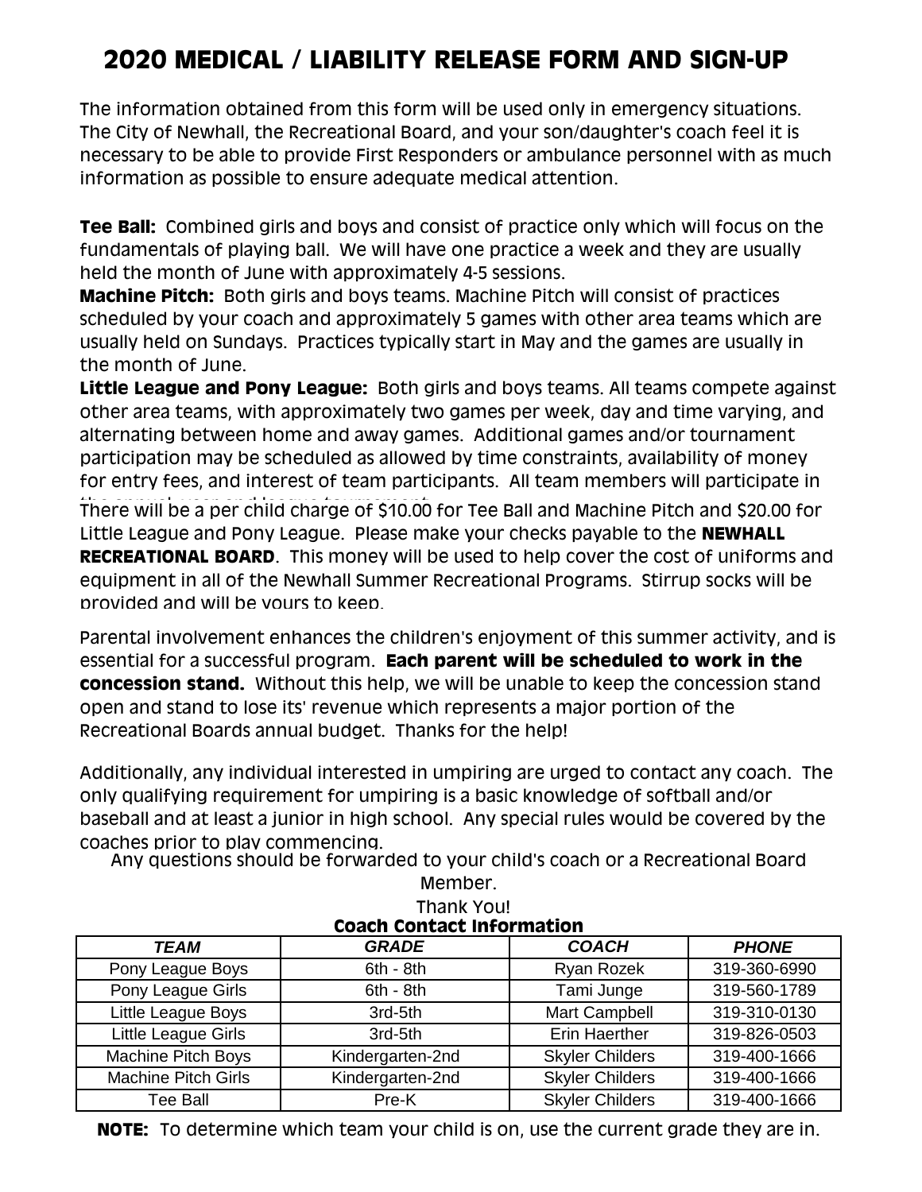# 2020 MEDICAL / LIABILITY RELEASE FORM AND SIGN-UP

The information obtained from this form will be used only in emergency situations. The City of Newhall, the Recreational Board, and your son/daughter's coach feel it is necessary to be able to provide First Responders or ambulance personnel with as much information as possible to ensure adequate medical attention.

**Tee Ball:** Combined girls and boys and consist of practice only which will focus on the fundamentals of playing ball. We will have one practice a week and they are usually held the month of June with approximately 4-5 sessions.

**Machine Pitch:** Both girls and boys teams. Machine Pitch will consist of practices scheduled by your coach and approximately 5 games with other area teams which are usually held on Sundays. Practices typically start in May and the games are usually in the month of June.

**Little League and Pony League:** Both girls and boys teams. All teams compete against other area teams, with approximately two games per week, day and time varying, and alternating between home and away games. Additional games and/or tournament participation may be scheduled as allowed by time constraints, availability of money for entry fees, and interest of team participants. All team members will participate in the annual year end league tournament.

There will be a per child charge of $10.00 for Tee Ball and Machine Pitch and $20.00 for Little League and Pony League. Please make your checks payable to the **NEWHALL RECREATIONAL BOARD**. This money will be used to help cover the cost of uniforms and equipment in all of the Newhall Summer Recreational Programs. Stirrup socks will be provided and will be yours to keep.

Parental involvement enhances the children's enjoyment of this summer activity, and is essential for a successful program. **Each parent will be scheduled to work in the concession stand.** Without this help, we will be unable to keep the concession stand open and stand to lose its' revenue which represents a major portion of the Recreational Boards annual budget. Thanks for the help!

Additionally, any individual interested in umpiring are urged to contact any coach. The only qualifying requirement for umpiring is a basic knowledge of softball and/or baseball and at least a junior in high school. Any special rules would be covered by the coaches prior to play commencing.

Any questions should be forwarded to your child's coach or a Recreational Board Member.

Thank You!

**Coach Contact Information**

| TEAM | GRADE | COACH | PHONE |
|---|---|---|---|
| Pony League Boys | 6th - 8th | Ryan Rozek | 319-360-6990 |
| Pony League Girls | 6th - 8th | Tami Junge | 319-560-1789 |
| Little League Boys | 3rd-5th | Mart Campbell | 319-310-0130 |
| Little League Girls | 3rd-5th | Erin Haerther | 319-826-0503 |
| Machine Pitch Boys | Kindergarten-2nd | Skyler Childers | 319-400-1666 |
| Machine Pitch Girls | Kindergarten-2nd | Skyler Childers | 319-400-1666 |
| Tee Ball | Pre-K | Skyler Childers | 319-400-1666 |

**NOTE:** To determine which team your child is on, use the current grade they are in.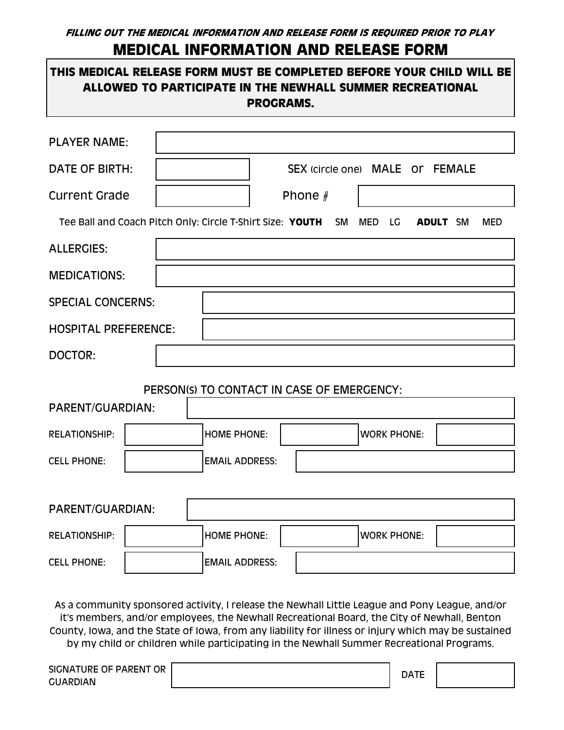***FILLING OUT THE MEDICAL INFORMATION AND RELEASE FORM IS REQUIRED PRIOR TO PLAY***

# MEDICAL INFORMATION AND RELEASE FORM

**THIS MEDICAL RELEASE FORM MUST BE COMPLETED BEFORE YOUR CHILD WILL BE ALLOWED TO PARTICIPATE IN THE NEWHALL SUMMER RECREATIONAL PROGRAMS.**

PLAYER NAME:

DATE OF BIRTH: SEX (circle one) MALE or FEMALE

Current Grade Phone #

Tee Ball and Coach Pitch Only: Circle T-Shirt Size: **YOUTH** SM MED LG **ADULT** SM MED

ALLERGIES:

MEDICATIONS:

SPECIAL CONCERNS:

HOSPITAL PREFERENCE:

DOCTOR:

PERSON(S) TO CONTACT IN CASE OF EMERGENCY:

PARENT/GUARDIAN:

RELATIONSHIP: HOME PHONE: WORK PHONE:

CELL PHONE: EMAIL ADDRESS:

PARENT/GUARDIAN:

RELATIONSHIP: HOME PHONE: WORK PHONE:

CELL PHONE: EMAIL ADDRESS:

As a community sponsored activity, I release the Newhall Little League and Pony League, and/or it's members, and/or employees, the Newhall Recreational Board, the City of Newhall, Benton County, Iowa, and the State of Iowa, from any liability for illness or injury which may be sustained by my child or children while participating in the Newhall Summer Recreational Programs.

SIGNATURE OF PARENT OR GUARDIAN DATE